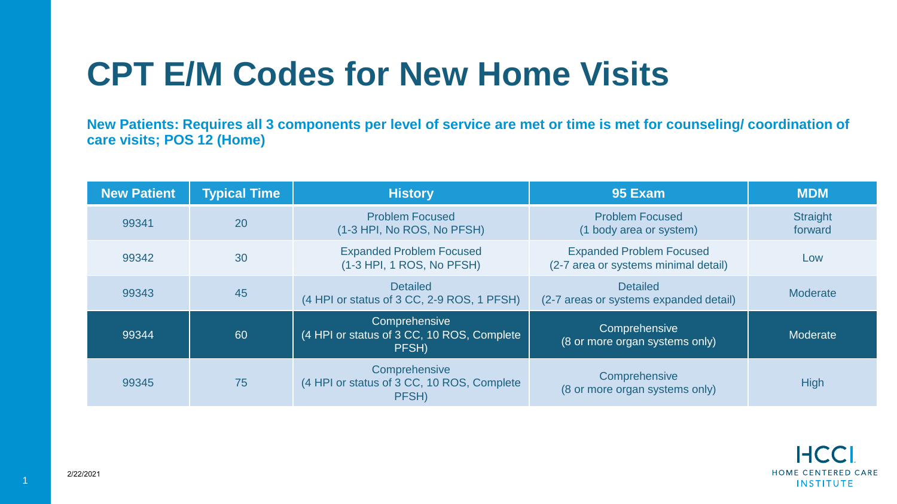# CPT E/M Codes for New Home Visits

**New Patients: Requires all 3 components per level of service are met or time is met for counseling/ coordination of care visits; POS 12 (Home)**

| New Patient | Typical Time | History | 95 Exam | MDM |
|---|---|---|---|---|
| 99341 | 20 | Problem Focused (1-3 HPI, No ROS, No PFSH) | Problem Focused (1 body area or system) | Straight forward |
| 99342 | 30 | Expanded Problem Focused (1-3 HPI, 1 ROS, No PFSH) | Expanded Problem Focused (2-7 area or systems minimal detail) | Low |
| 99343 | 45 | Detailed (4 HPI or status of 3 CC, 2-9 ROS, 1 PFSH) | Detailed (2-7 areas or systems expanded detail) | Moderate |
| 99344 | 60 | Comprehensive (4 HPI or status of 3 CC, 10 ROS, Complete PFSH) | Comprehensive (8 or more organ systems only) | Moderate |
| 99345 | 75 | Comprehensive (4 HPI or status of 3 CC, 10 ROS, Complete PFSH) | Comprehensive (8 or more organ systems only) | High |

2/22/2021

HCCI HOME CENTERED CARE INSTITUTE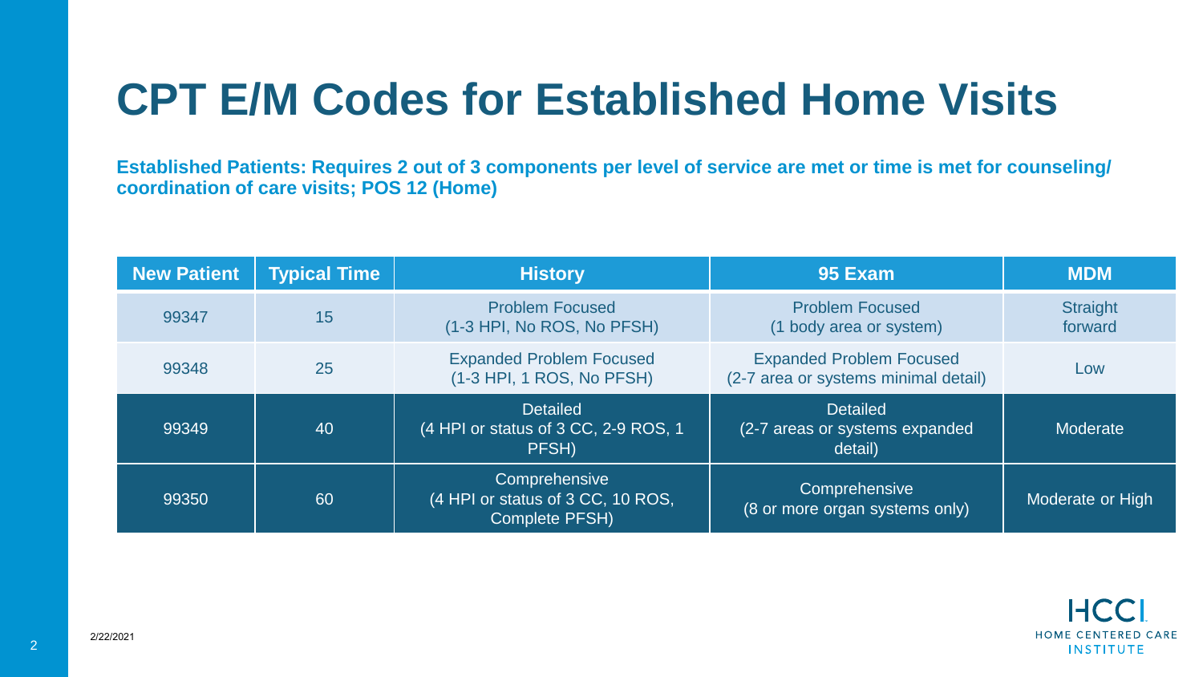# CPT E/M Codes for Established Home Visits

**Established Patients: Requires 2 out of 3 components per level of service are met or time is met for counseling/ coordination of care visits; POS 12 (Home)**

| New Patient | Typical Time | History | 95 Exam | MDM |
|---|---|---|---|---|
| 99347 | 15 | Problem Focused (1-3 HPI, No ROS, No PFSH) | Problem Focused (1 body area or system) | Straight forward |
| 99348 | 25 | Expanded Problem Focused (1-3 HPI, 1 ROS, No PFSH) | Expanded Problem Focused (2-7 area or systems minimal detail) | Low |
| 99349 | 40 | Detailed (4 HPI or status of 3 CC, 2-9 ROS, 1 PFSH) | Detailed (2-7 areas or systems expanded detail) | Moderate |
| 99350 | 60 | Comprehensive (4 HPI or status of 3 CC, 10 ROS, Complete PFSH) | Comprehensive (8 or more organ systems only) | Moderate or High |

2/22/2021

HCCI HOME CENTERED CARE INSTITUTE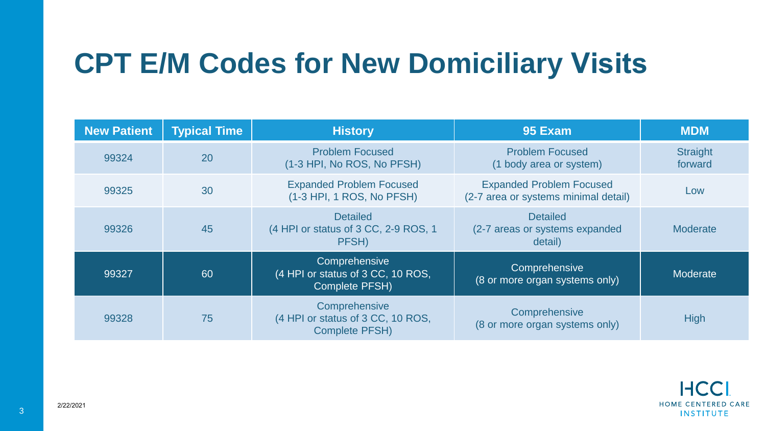# CPT E/M Codes for New Domiciliary Visits

| New Patient | Typical Time | History | 95 Exam | MDM |
|---|---|---|---|---|
| 99324 | 20 | Problem Focused (1-3 HPI, No ROS, No PFSH) | Problem Focused (1 body area or system) | Straight forward |
| 99325 | 30 | Expanded Problem Focused (1-3 HPI, 1 ROS, No PFSH) | Expanded Problem Focused (2-7 area or systems minimal detail) | Low |
| 99326 | 45 | Detailed (4 HPI or status of 3 CC, 2-9 ROS, 1 PFSH) | Detailed (2-7 areas or systems expanded detail) | Moderate |
| 99327 | 60 | Comprehensive (4 HPI or status of 3 CC, 10 ROS, Complete PFSH) | Comprehensive (8 or more organ systems only) | Moderate |
| 99328 | 75 | Comprehensive (4 HPI or status of 3 CC, 10 ROS, Complete PFSH) | Comprehensive (8 or more organ systems only) | High |

2/22/2021

HCCI HOME CENTERED CARE INSTITUTE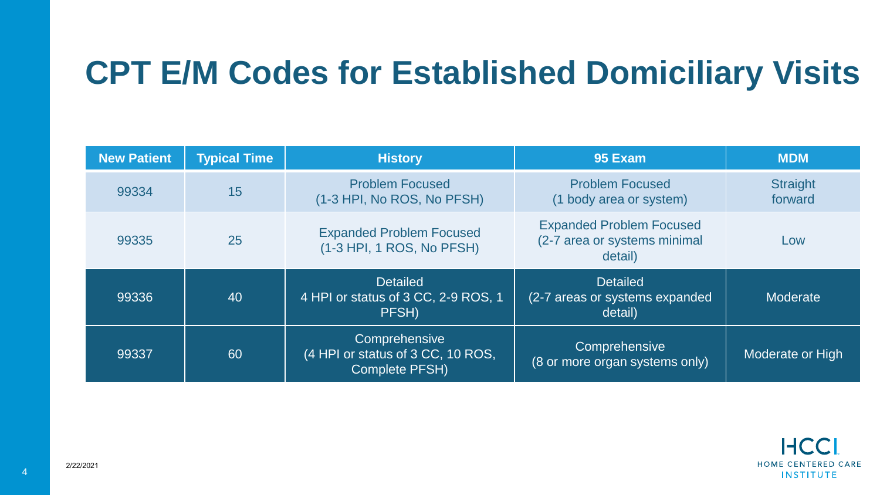# CPT E/M Codes for Established Domiciliary Visits

| New Patient | Typical Time | History | 95 Exam | MDM |
| --- | --- | --- | --- | --- |
| 99334 | 15 | Problem Focused (1-3 HPI, No ROS, No PFSH) | Problem Focused (1 body area or system) | Straight forward |
| 99335 | 25 | Expanded Problem Focused (1-3 HPI, 1 ROS, No PFSH) | Expanded Problem Focused (2-7 area or systems minimal detail) | Low |
| 99336 | 40 | Detailed 4 HPI or status of 3 CC, 2-9 ROS, 1 PFSH) | Detailed (2-7 areas or systems expanded detail) | Moderate |
| 99337 | 60 | Comprehensive (4 HPI or status of 3 CC, 10 ROS, Complete PFSH) | Comprehensive (8 or more organ systems only) | Moderate or High |

2/22/2021

HCCI HOME CENTERED CARE INSTITUTE